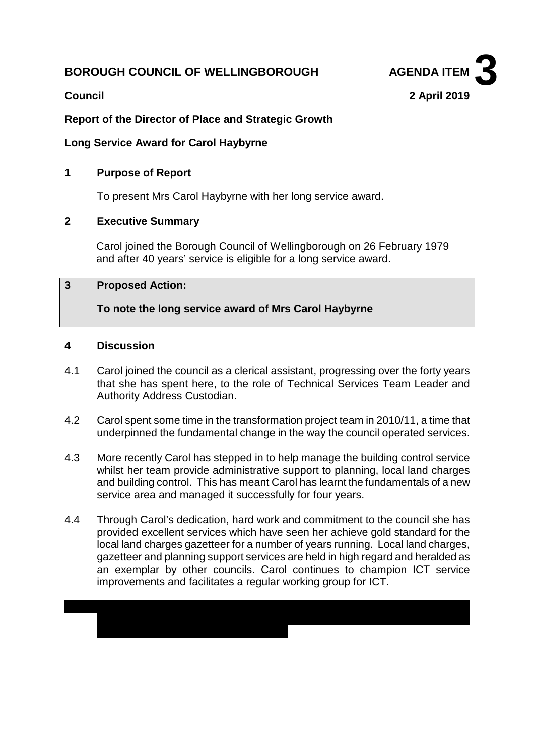**BOROUGH COUNCIL OF WELLINGBOROUGH** **AGENDA ITEM 3**

**Council** **2 April 2019**

**Report of the Director of Place and Strategic Growth**

**Long Service Award for Carol Haybyrne**

## 1 Purpose of Report

To present Mrs Carol Haybyrne with her long service award.

## 2 Executive Summary

Carol joined the Borough Council of Wellingborough on 26 February 1979 and after 40 years' service is eligible for a long service award.

## 3 Proposed Action:

**To note the long service award of Mrs Carol Haybyrne**

## 4 Discussion

4.1 Carol joined the council as a clerical assistant, progressing over the forty years that she has spent here, to the role of Technical Services Team Leader and Authority Address Custodian.

4.2 Carol spent some time in the transformation project team in 2010/11, a time that underpinned the fundamental change in the way the council operated services.

4.3 More recently Carol has stepped in to help manage the building control service whilst her team provide administrative support to planning, local land charges and building control. This has meant Carol has learnt the fundamentals of a new service area and managed it successfully for four years.

4.4 Through Carol's dedication, hard work and commitment to the council she has provided excellent services which have seen her achieve gold standard for the local land charges gazetteer for a number of years running. Local land charges, gazetteer and planning support services are held in high regard and heralded as an exemplar by other councils. Carol continues to champion ICT service improvements and facilitates a regular working group for ICT.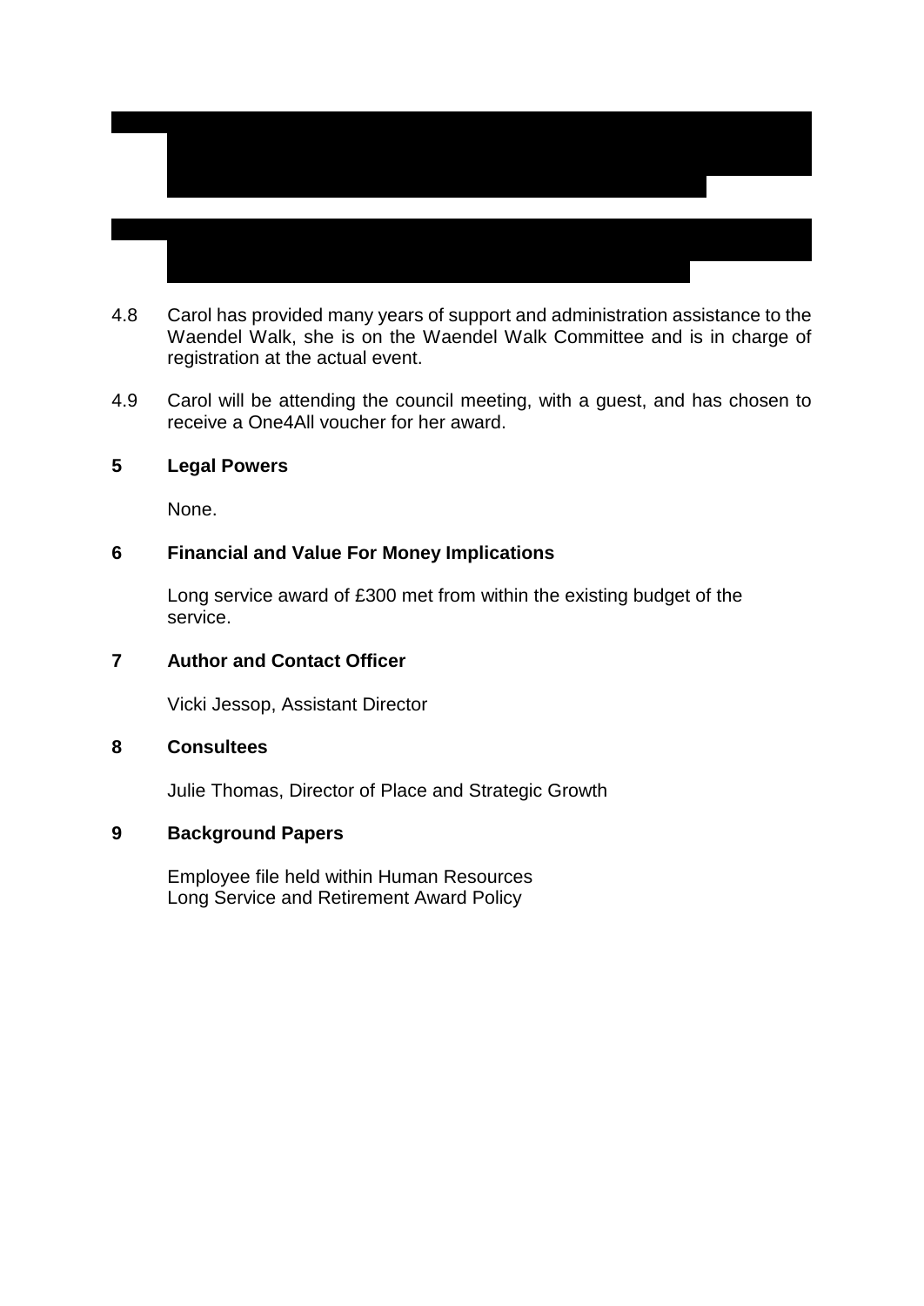4.8 Carol has provided many years of support and administration assistance to the Waendel Walk, she is on the Waendel Walk Committee and is in charge of registration at the actual event.

4.9 Carol will be attending the council meeting, with a guest, and has chosen to receive a One4All voucher for her award.

## 5 Legal Powers

None.

## 6 Financial and Value For Money Implications

Long service award of £300 met from within the existing budget of the service.

## 7 Author and Contact Officer

Vicki Jessop, Assistant Director

## 8 Consultees

Julie Thomas, Director of Place and Strategic Growth

## 9 Background Papers

Employee file held within Human Resources
Long Service and Retirement Award Policy